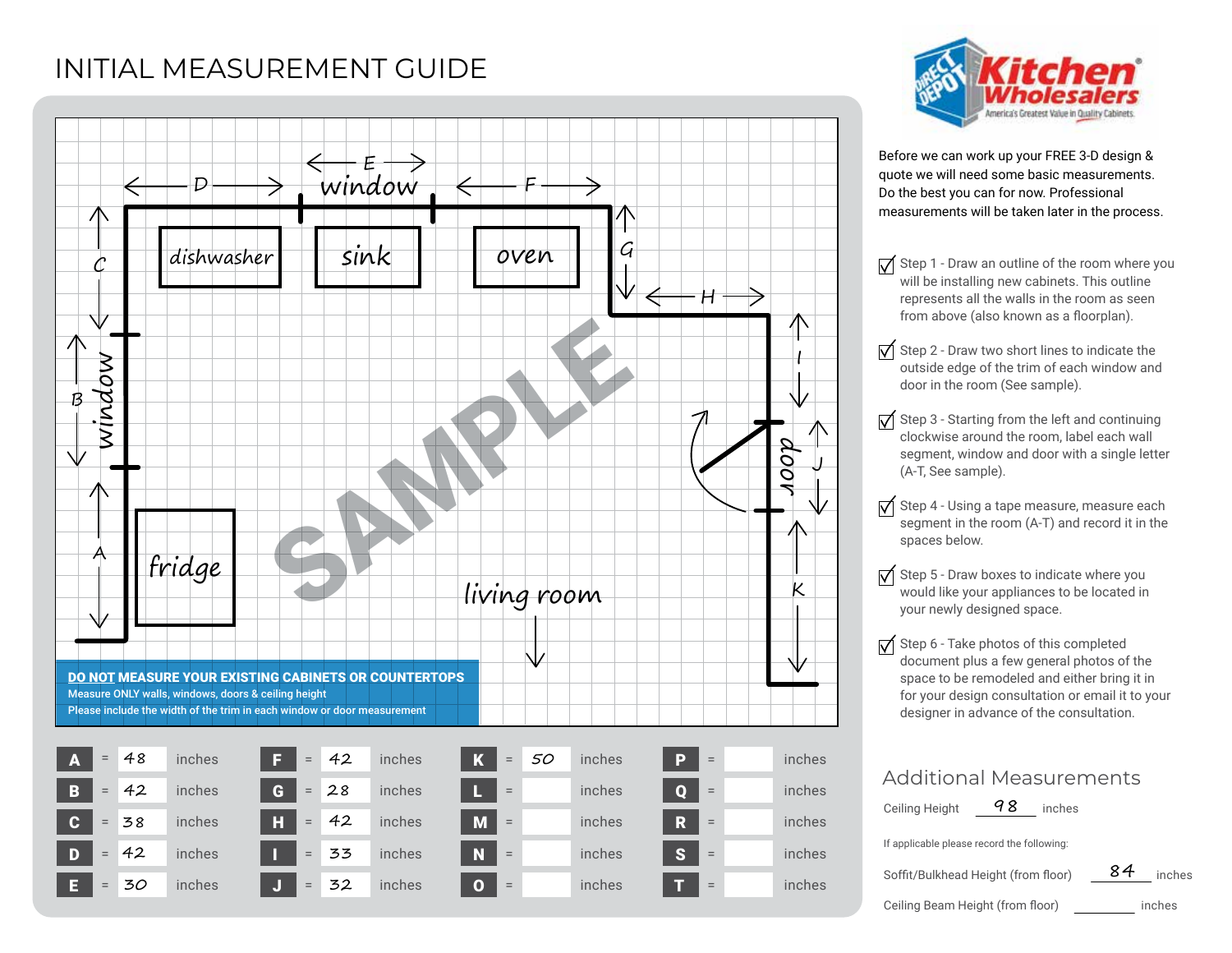# INITIAL MEASUREMENT GUIDE

Kitchen Wholesalers — Direct Depot — America's Greatest Value in Quality Cabinets

Before we can work up your FREE 3-D design & quote we will need some basic measurements. Do the best you can for now. Professional measurements will be taken later in the process.

- ☑ Step 1 - Draw an outline of the room where you will be installing new cabinets. This outline represents all the walls in the room as seen from above (also known as a floorplan).
- ☑ Step 2 - Draw two short lines to indicate the outside edge of the trim of each window and door in the room (See sample).
- ☑ Step 3 - Starting from the left and continuing clockwise around the room, label each wall segment, window and door with a single letter (A-T, See sample).
- ☑ Step 4 - Using a tape measure, measure each segment in the room (A-T) and record it in the spaces below.
- ☑ Step 5 - Draw boxes to indicate where you would like your appliances to be located in your newly designed space.
- ☑ Step 6 - Take photos of this completed document plus a few general photos of the space to be remodeled and either bring it in for your design consultation or email it to your designer in advance of the consultation.

SAMPLE

D, E window, F, G, H, I, J door, K, C, B window, A — dishwasher, sink, oven, fridge, living room

**DO NOT MEASURE YOUR EXISTING CABINETS OR COUNTERTOPS**
Measure ONLY walls, windows, doors & ceiling height
Please include the width of the trim in each window or door measurement

| | | | | | | | | | | | |
|---|---|---|---|---|---|---|---|---|---|---|---|
| A = | 48 | inches | F = | 42 | inches | K = | 50 | inches | P = | | inches |
| B = | 42 | inches | G = | 28 | inches | L = | | inches | Q = | | inches |
| C = | 38 | inches | H = | 42 | inches | M = | | inches | R = | | inches |
| D = | 42 | inches | I = | 33 | inches | N = | | inches | S = | | inches |
| E = | 30 | inches | J = | 32 | inches | O = | | inches | T = | | inches |

## Additional Measurements

Ceiling Height 98 inches

If applicable please record the following:

Soffit/Bulkhead Height (from floor) 84 inches

Ceiling Beam Height (from floor) ______ inches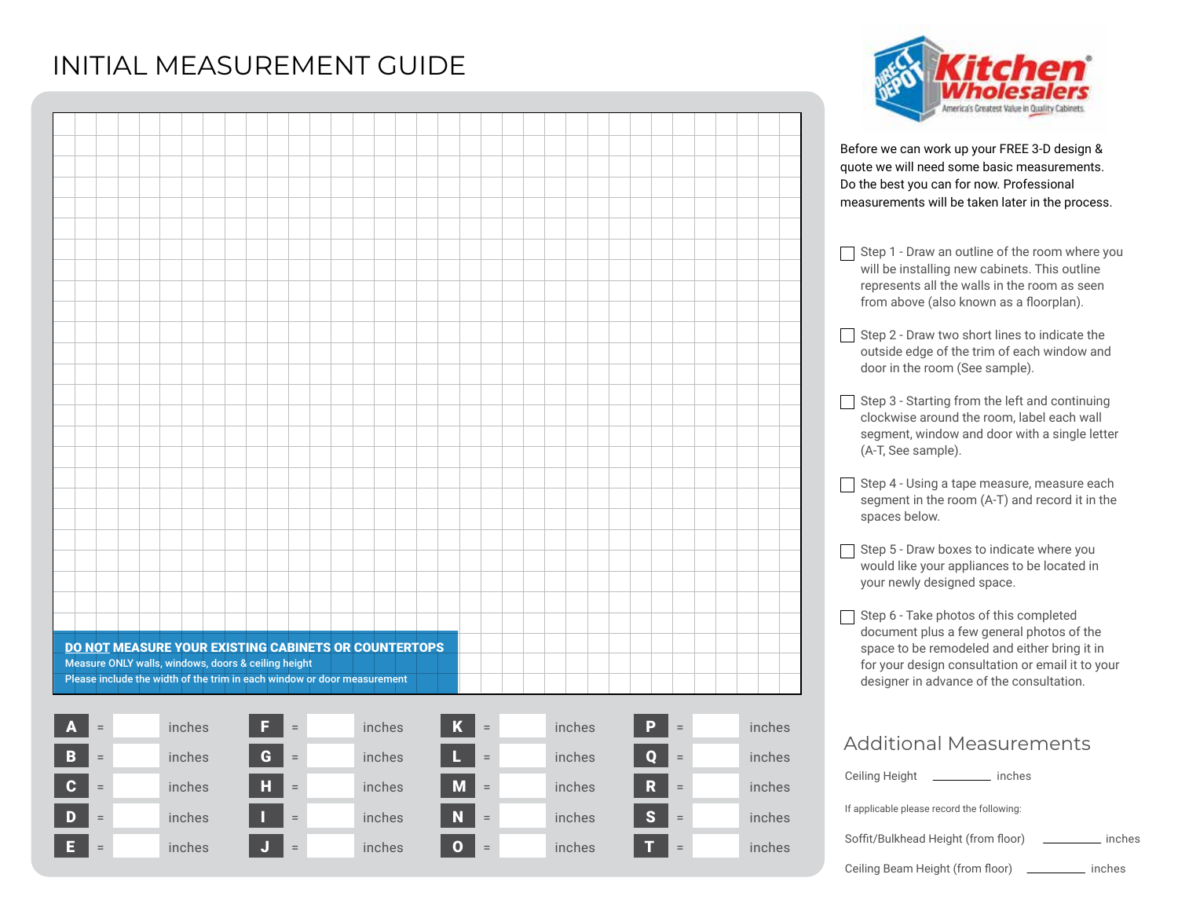# INITIAL MEASUREMENT GUIDE

Kitchen Wholesalers — Direct Depot — America's Greatest Value in Quality Cabinets

Before we can work up your FREE 3-D design & quote we will need some basic measurements. Do the best you can for now. Professional measurements will be taken later in the process.

- [ ] Step 1 - Draw an outline of the room where you will be installing new cabinets. This outline represents all the walls in the room as seen from above (also known as a floorplan).
- [ ] Step 2 - Draw two short lines to indicate the outside edge of the trim of each window and door in the room (See sample).
- [ ] Step 3 - Starting from the left and continuing clockwise around the room, label each wall segment, window and door with a single letter (A-T, See sample).
- [ ] Step 4 - Using a tape measure, measure each segment in the room (A-T) and record it in the spaces below.
- [ ] Step 5 - Draw boxes to indicate where you would like your appliances to be located in your newly designed space.
- [ ] Step 6 - Take photos of this completed document plus a few general photos of the space to be remodeled and either bring it in for your design consultation or email it to your designer in advance of the consultation.

**DO NOT MEASURE YOUR EXISTING CABINETS OR COUNTERTOPS**

Measure ONLY walls, windows, doors & ceiling height

Please include the width of the trim in each window or door measurement

| | | | |
|---|---|---|---|
| A = ____ inches | F = ____ inches | K = ____ inches | P = ____ inches |
| B = ____ inches | G = ____ inches | L = ____ inches | Q = ____ inches |
| C = ____ inches | H = ____ inches | M = ____ inches | R = ____ inches |
| D = ____ inches | I = ____ inches | N = ____ inches | S = ____ inches |
| E = ____ inches | J = ____ inches | O = ____ inches | T = ____ inches |

## Additional Measurements

Ceiling Height ________ inches

If applicable please record the following:

Soffit/Bulkhead Height (from floor) ________ inches

Ceiling Beam Height (from floor) ________ inches